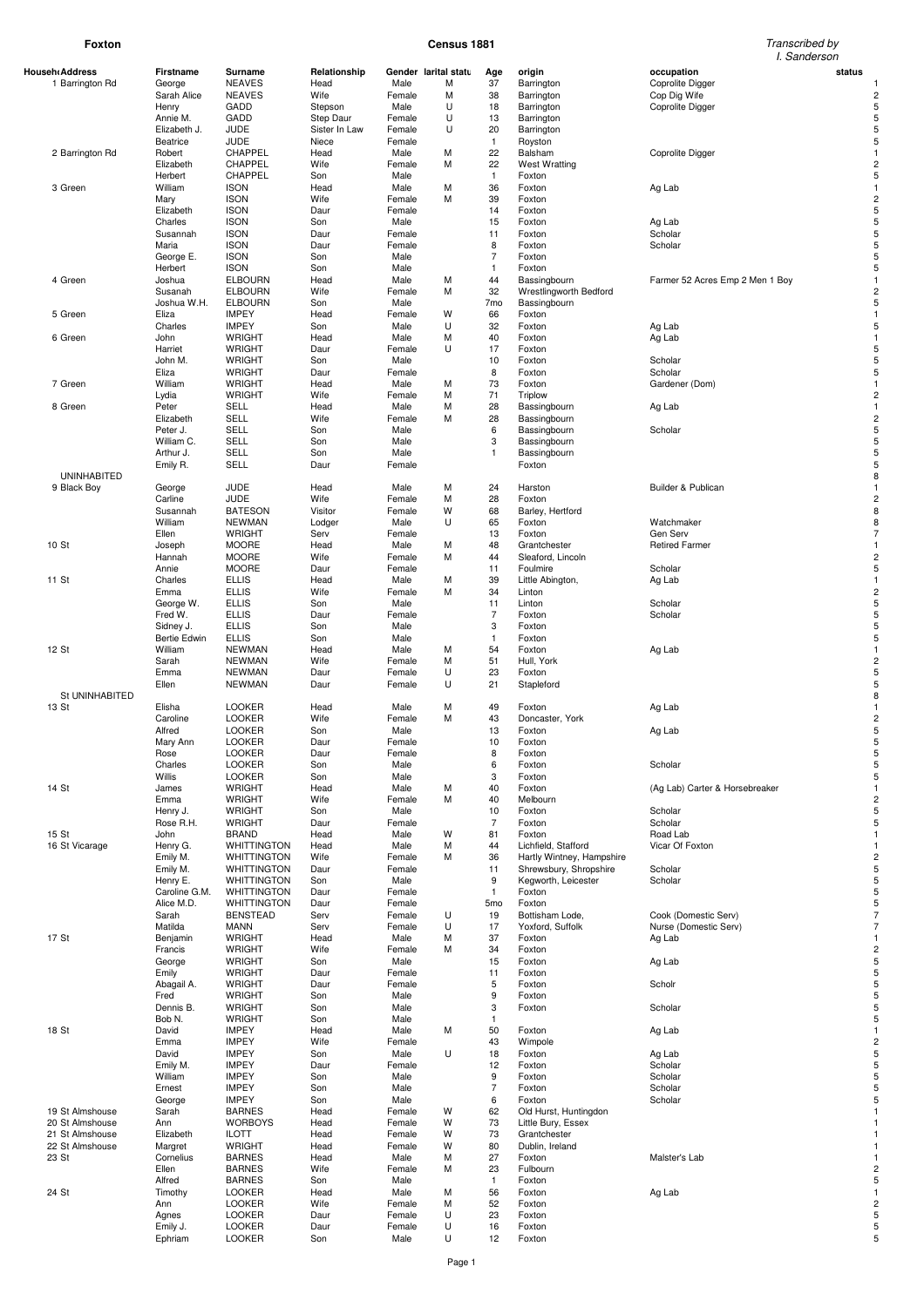**Foxton** **Census 1881** *Transcribed by I. Sanderson*

| Househ Address | Firstname | Surname | Relationship | Gender | Marital status | Age | origin | occupation | status |
|---|---|---|---|---|---|---|---|---|---|
| 1 Barrington Rd | George | NEAVES | Head | Male | M | 37 | Barrington | Coprolite Digger | 1 |
| | Sarah Alice | NEAVES | Wife | Female | M | 38 | Barrington | Cop Dig Wife | 2 |
| | Henry | GADD | Stepson | Male | U | 18 | Barrington | Coprolite Digger | 5 |
| | Annie M. | GADD | Step Daur | Female | U | 13 | Barrington | | 5 |
| | Elizabeth J. | JUDE | Sister In Law | Female | U | 20 | Barrington | | 5 |
| | Beatrice | JUDE | Niece | Female | | 1 | Royston | | 5 |
| 2 Barrington Rd | Robert | CHAPPEL | Head | Male | M | 22 | Balsham | Coprolite Digger | 1 |
| | Elizabeth | CHAPPEL | Wife | Female | M | 22 | West Wratting | | 2 |
| | Herbert | CHAPPEL | Son | Male | | 1 | Foxton | | 5 |
| 3 Green | William | ISON | Head | Male | M | 36 | Foxton | Ag Lab | 1 |
| | Mary | ISON | Wife | Female | M | 39 | Foxton | | 2 |
| | Elizabeth | ISON | Daur | Female | | 14 | Foxton | | 5 |
| | Charles | ISON | Son | Male | | 15 | Foxton | Ag Lab | 5 |
| | Susannah | ISON | Daur | Female | | 11 | Foxton | Scholar | 5 |
| | Maria | ISON | Daur | Female | | 8 | Foxton | Scholar | 5 |
| | George E. | ISON | Son | Male | | 7 | Foxton | | 5 |
| | Herbert | ISON | Son | Male | | 1 | Foxton | | 5 |
| 4 Green | Joshua | ELBOURN | Head | Male | M | 44 | Bassingbourn | Farmer 52 Acres Emp 2 Men 1 Boy | 1 |
| | Susanah | ELBOURN | Wife | Female | M | 32 | Wrestlingworth Bedford | | 2 |
| | Joshua W.H. | ELBOURN | Son | Male | | 7mo | Bassingbourn | | 5 |
| 5 Green | Eliza | IMPEY | Head | Female | W | 66 | Foxton | | 1 |
| | Charles | IMPEY | Son | Male | U | 32 | Foxton | Ag Lab | 5 |
| 6 Green | John | WRIGHT | Head | Male | M | 40 | Foxton | Ag Lab | 1 |
| | Harriet | WRIGHT | Daur | Female | U | 17 | Foxton | | 5 |
| | John M. | WRIGHT | Son | Male | | 10 | Foxton | Scholar | 5 |
| | Eliza | WRIGHT | Daur | Female | | 8 | Foxton | Scholar | 5 |
| 7 Green | William | WRIGHT | Head | Male | M | 73 | Foxton | Gardener (Dom) | 1 |
| | Lydia | WRIGHT | Wife | Female | M | 71 | Triplow | | 2 |
| 8 Green | Peter | SELL | Head | Male | M | 28 | Bassingbourn | Ag Lab | 1 |
| | Elizabeth | SELL | Wife | Female | M | 28 | Bassingbourn | | 2 |
| | Peter J. | SELL | Son | Male | | 6 | Bassingbourn | Scholar | 5 |
| | William C. | SELL | Son | Male | | 3 | Bassingbourn | | 5 |
| | Arthur J. | SELL | Son | Male | | 1 | Bassingbourn | | 5 |
| | Emily R. | SELL | Daur | Female | | | Foxton | | 5 |
| UNINHABITED | | | | | | | | | 8 |
| 9 Black Boy | George | JUDE | Head | Male | M | 24 | Harston | Builder & Publican | 1 |
| | Carline | JUDE | Wife | Female | M | 28 | Foxton | | 2 |
| | Susannah | BATESON | Visitor | Female | W | 68 | Barley, Hertford | | 8 |
| | William | NEWMAN | Lodger | Male | U | 65 | Foxton | Watchmaker | 8 |
| | Ellen | WRIGHT | Serv | Female | | 13 | Foxton | Gen Serv | 7 |
| 10 St | Joseph | MOORE | Head | Male | M | 48 | Grantchester | Retired Farmer | 1 |
| | Hannah | MOORE | Wife | Female | M | 44 | Sleaford, Lincoln | | 2 |
| | Annie | MOORE | Daur | Female | | 11 | Foulmire | Scholar | 5 |
| 11 St | Charles | ELLIS | Head | Male | M | 39 | Little Abington, | Ag Lab | 1 |
| | Emma | ELLIS | Wife | Female | M | 34 | Linton | | 2 |
| | George W. | ELLIS | Son | Male | | 11 | Linton | Scholar | 5 |
| | Fred W. | ELLIS | Daur | Female | | 7 | Foxton | Scholar | 5 |
| | Sidney J. | ELLIS | Son | Male | | 3 | Foxton | | 5 |
| | Bertie Edwin | ELLIS | Son | Male | | 1 | Foxton | | 5 |
| 12 St | William | NEWMAN | Head | Male | M | 54 | Foxton | Ag Lab | 1 |
| | Sarah | NEWMAN | Wife | Female | M | 51 | Hull, York | | 2 |
| | Emma | NEWMAN | Daur | Female | U | 23 | Foxton | | 5 |
| | Ellen | NEWMAN | Daur | Female | U | 21 | Stapleford | | 5 |
| St UNINHABITED | | | | | | | | | 8 |
| 13 St | Elisha | LOOKER | Head | Male | M | 49 | Foxton | Ag Lab | 1 |
| | Caroline | LOOKER | Wife | Female | M | 43 | Doncaster, York | | 2 |
| | Alfred | LOOKER | Son | Male | | 13 | Foxton | Ag Lab | 5 |
| | Mary Ann | LOOKER | Daur | Female | | 10 | Foxton | | 5 |
| | Rose | LOOKER | Daur | Female | | 8 | Foxton | | 5 |
| | Charles | LOOKER | Son | Male | | 6 | Foxton | Scholar | 5 |
| | Willis | LOOKER | Son | Male | | 3 | Foxton | | 5 |
| 14 St | James | WRIGHT | Head | Male | M | 40 | Foxton | (Ag Lab) Carter & Horsebreaker | 1 |
| | Emma | WRIGHT | Wife | Female | M | 40 | Melbourn | | 2 |
| | Henry J. | WRIGHT | Son | Male | | 10 | Foxton | Scholar | 5 |
| | Rose R.H. | WRIGHT | Daur | Female | | 7 | Foxton | Scholar | 5 |
| 15 St | John | BRAND | Head | Male | W | 81 | Foxton | Road Lab | 1 |
| 16 St Vicarage | Henry G. | WHITTINGTON | Head | Male | M | 44 | Lichfield, Stafford | Vicar Of Foxton | 1 |
| | Emily M. | WHITTINGTON | Wife | Female | M | 36 | Hartly Wintney, Hampshire | | 2 |
| | Emily M. | WHITTINGTON | Daur | Female | | 11 | Shrewsbury, Shropshire | Scholar | 5 |
| | Henry E. | WHITTINGTON | Son | Male | | 9 | Kegworth, Leicester | Scholar | 5 |
| | Caroline G.M. | WHITTINGTON | Daur | Female | | 1 | Foxton | | 5 |
| | Alice M.D. | WHITTINGTON | Daur | Female | | 5mo | Foxton | | 5 |
| | Sarah | BENSTEAD | Serv | Female | U | 19 | Bottisham Lode, | Cook (Domestic Serv) | 7 |
| | Matilda | MANN | Serv | Female | U | 17 | Yoxford, Suffolk | Nurse (Domestic Serv) | 7 |
| 17 St | Benjamin | WRIGHT | Head | Male | M | 37 | Foxton | Ag Lab | 1 |
| | Francis | WRIGHT | Wife | Female | M | 34 | Foxton | | 2 |
| | George | WRIGHT | Son | Male | | 15 | Foxton | Ag Lab | 5 |
| | Emily | WRIGHT | Daur | Female | | 11 | Foxton | | 5 |
| | Abagail A. | WRIGHT | Daur | Female | | 5 | Foxton | Scholr | 5 |
| | Fred | WRIGHT | Son | Male | | 9 | Foxton | | 5 |
| | Dennis B. | WRIGHT | Son | Male | | 3 | Foxton | Scholar | 5 |
| | Bob N. | WRIGHT | Son | Male | | 1 | | | 5 |
| 18 St | David | IMPEY | Head | Male | M | 50 | Foxton | Ag Lab | 1 |
| | Emma | IMPEY | Wife | Female | | 43 | Wimpole | | 2 |
| | David | IMPEY | Son | Male | U | 18 | Foxton | Ag Lab | 5 |
| | Emily M. | IMPEY | Daur | Female | | 12 | Foxton | Scholar | 5 |
| | William | IMPEY | Son | Male | | 9 | Foxton | Scholar | 5 |
| | Ernest | IMPEY | Son | Male | | 7 | Foxton | Scholar | 5 |
| | George | IMPEY | Son | Male | | 6 | Foxton | Scholar | 5 |
| 19 St Almshouse | Sarah | BARNES | Head | Female | W | 62 | Old Hurst, Huntingdon | | 1 |
| 20 St Almshouse | Ann | WORBOYS | Head | Female | W | 73 | Little Bury, Essex | | 1 |
| 21 St Almshouse | Elizabeth | ILOTT | Head | Female | W | 73 | Grantchester | | 1 |
| 22 St Almshouse | Margret | WRIGHT | Head | Female | W | 80 | Dublin, Ireland | | 1 |
| 23 St | Cornelius | BARNES | Head | Male | M | 27 | Foxton | Malster's Lab | 1 |
| | Ellen | BARNES | Wife | Female | M | 23 | Fulbourn | | 2 |
| | Alfred | BARNES | Son | Male | | 1 | Foxton | | 5 |
| 24 St | Timothy | LOOKER | Head | Male | M | 56 | Foxton | Ag Lab | 1 |
| | Ann | LOOKER | Wife | Female | M | 52 | Foxton | | 2 |
| | Agnes | LOOKER | Daur | Female | U | 23 | Foxton | | 5 |
| | Emily J. | LOOKER | Daur | Female | U | 16 | Foxton | | 5 |
| | Ephriam | LOOKER | Son | Male | U | 12 | Foxton | | 5 |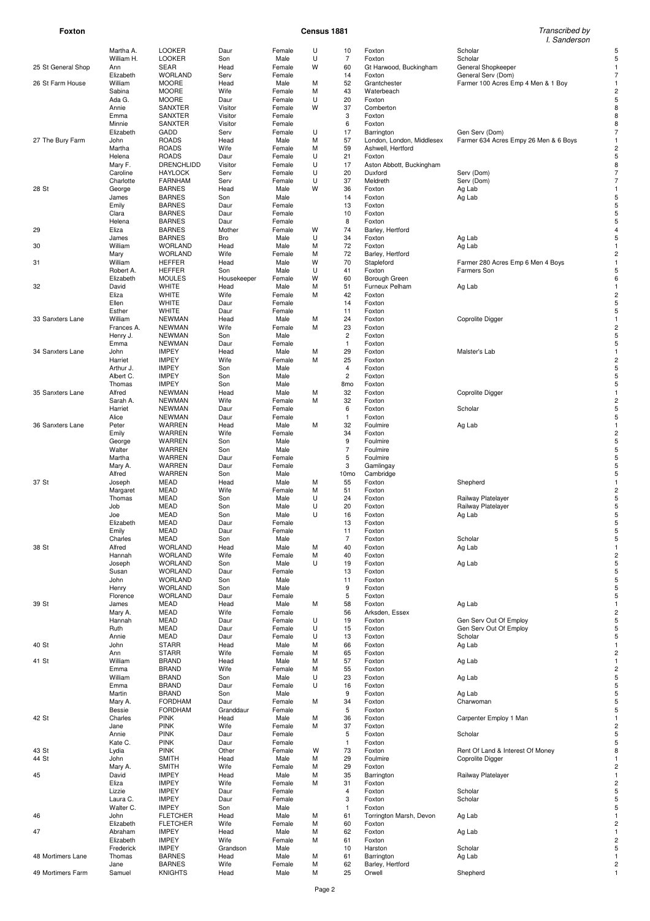| Address | Forename | Surname | Relation | Sex | Cond | Age | Birthplace | Occupation | |
|---|---|---|---|---|---|---|---|---|---|
| | Martha A. | LOOKER | Daur | Female | U | 10 | Foxton | Scholar | 5 |
| | William H. | LOOKER | Son | Male | U | 7 | Foxton | Scholar | 5 |
| 25 St General Shop | Ann | SEAR | Head | Female | W | 60 | Gt Harwood, Buckingham | General Shopkeeper | 1 |
| | Elizabeth | WORLAND | Serv | Female | | 14 | Foxton | General Serv (Dom) | 7 |
| 26 St Farm House | William | MOORE | Head | Male | M | 52 | Grantchester | Farmer 100 Acres Emp 4 Men & 1 Boy | 1 |
| | Sabina | MOORE | Wife | Female | M | 43 | Waterbeach | | 2 |
| | Ada G. | MOORE | Daur | Female | U | 20 | Foxton | | 5 |
| | Annie | SANXTER | Visitor | Female | W | 37 | Comberton | | 8 |
| | Emma | SANXTER | Visitor | Female | | 3 | Foxton | | 8 |
| | Minnie | SANXTER | Visitor | Female | | 6 | Foxton | | 8 |
| | Elizabeth | GADD | Serv | Female | U | 17 | Barrington | Gen Serv (Dom) | 7 |
| 27 The Bury Farm | John | ROADS | Head | Male | M | 57 | London, London, Middlesex | Farmer 634 Acres Empy 26 Men & 6 Boys | 1 |
| | Martha | ROADS | Wife | Female | M | 59 | Ashwell, Hertford | | 2 |
| | Helena | ROADS | Daur | Female | U | 21 | Foxton | | 5 |
| | Mary F. | DRENCHLIDD | Visitor | Female | U | 17 | Aston Abbott, Buckingham | | 8 |
| | Caroline | HAYLOCK | Serv | Female | U | 20 | Duxford | Serv (Dom) | 7 |
| | Charlotte | FARNHAM | Serv | Female | U | 37 | Meldreth | Serv (Dom) | 7 |
| 28 St | George | BARNES | Head | Male | W | 36 | Foxton | Ag Lab | 1 |
| | James | BARNES | Son | Male | | 14 | Foxton | Ag Lab | 5 |
| | Emily | BARNES | Daur | Female | | 13 | Foxton | | 5 |
| | Clara | BARNES | Daur | Female | | 10 | Foxton | | 5 |
| | Helena | BARNES | Daur | Female | | 8 | Foxton | | 5 |
| 29 | Eliza | BARNES | Mother | Female | W | 74 | Barley, Hertford | | 4 |
| | James | BARNES | Bro | Male | U | 34 | Foxton | Ag Lab | 5 |
| 30 | William | WORLAND | Head | Male | M | 72 | Foxton | Ag Lab | 1 |
| | Mary | WORLAND | Wife | Female | M | 72 | Barley, Hertford | | 2 |
| 31 | William | HEFFER | Head | Male | W | 70 | Stapleford | Farmer 280 Acres Emp 6 Men 4 Boys | 1 |
| | Robert A. | HEFFER | Son | Male | U | 41 | Foxton | Farmers Son | 5 |
| | Elizabeth | MOULES | Housekeeper | Female | W | 60 | Borough Green | | 6 |
| 32 | David | WHITE | Head | Male | M | 51 | Furneux Pelham | Ag Lab | 1 |
| | Eliza | WHITE | Wife | Female | M | 42 | Foxton | | 2 |
| | Ellen | WHITE | Daur | Female | | 14 | Foxton | | 5 |
| | Esther | WHITE | Daur | Female | | 11 | Foxton | | 5 |
| 33 Sanxters Lane | William | NEWMAN | Head | Male | M | 24 | Foxton | Coprolite Digger | 1 |
| | Frances A. | NEWMAN | Wife | Female | M | 23 | Foxton | | 2 |
| | Henry J. | NEWMAN | Son | Male | | 2 | Foxton | | 5 |
| | Emma | NEWMAN | Daur | Female | | 1 | Foxton | | 5 |
| 34 Sanxters Lane | John | IMPEY | Head | Male | M | 29 | Foxton | Malster's Lab | 1 |
| | Harriet | IMPEY | Wife | Female | M | 25 | Foxton | | 2 |
| | Arthur J. | IMPEY | Son | Male | | 4 | Foxton | | 5 |
| | Albert C. | IMPEY | Son | Male | | 2 | Foxton | | 5 |
| | Thomas | IMPEY | Son | Male | | 8mo | Foxton | | 5 |
| 35 Sanxters Lane | Alfred | NEWMAN | Head | Male | M | 32 | Foxton | Coprolite Digger | 1 |
| | Sarah A. | NEWMAN | Wife | Female | M | 32 | Foxton | | 2 |
| | Harriet | NEWMAN | Daur | Female | | 6 | Foxton | Scholar | 5 |
| | Alice | NEWMAN | Daur | Female | | 1 | Foxton | | 5 |
| 36 Sanxters Lane | Peter | WARREN | Head | Male | M | 32 | Foulmire | Ag Lab | 1 |
| | Emily | WARREN | Wife | Female | | 34 | Foxton | | 2 |
| | George | WARREN | Son | Male | | 9 | Foulmire | | 5 |
| | Walter | WARREN | Son | Male | | 7 | Foulmire | | 5 |
| | Martha | WARREN | Daur | Female | | 5 | Foulmire | | 5 |
| | Mary A. | WARREN | Daur | Female | | 3 | Gamlingay | | 5 |
| | Alfred | WARREN | Son | Male | | 10mo | Cambridge | | 5 |
| 37 St | Joseph | MEAD | Head | Male | M | 55 | Foxton | Shepherd | 1 |
| | Margaret | MEAD | Wife | Female | M | 51 | Foxton | | 2 |
| | Thomas | MEAD | Son | Male | U | 24 | Foxton | Railway Platelayer | 5 |
| | Job | MEAD | Son | Male | U | 20 | Foxton | Railway Platelayer | 5 |
| | Joe | MEAD | Son | Male | U | 16 | Foxton | Ag Lab | 5 |
| | Elizabeth | MEAD | Daur | Female | | 13 | Foxton | | 5 |
| | Emily | MEAD | Daur | Female | | 11 | Foxton | | 5 |
| | Charles | MEAD | Son | Male | | 7 | Foxton | Scholar | 5 |
| 38 St | Alfred | WORLAND | Head | Male | M | 40 | Foxton | Ag Lab | 1 |
| | Hannah | WORLAND | Wife | Female | M | 40 | Foxton | | 2 |
| | Joseph | WORLAND | Son | Male | U | 19 | Foxton | Ag Lab | 5 |
| | Susan | WORLAND | Daur | Female | | 13 | Foxton | | 5 |
| | John | WORLAND | Son | Male | | 11 | Foxton | | 5 |
| | Henry | WORLAND | Son | Male | | 9 | Foxton | | 5 |
| | Florence | WORLAND | Daur | Female | | 5 | Foxton | | 5 |
| 39 St | James | MEAD | Head | Male | M | 58 | Foxton | Ag Lab | 1 |
| | Mary A. | MEAD | Wife | Female | | 56 | Arksden, Essex | | 2 |
| | Hannah | MEAD | Daur | Female | U | 19 | Foxton | Gen Serv Out Of Employ | 5 |
| | Ruth | MEAD | Daur | Female | U | 15 | Foxton | Gen Serv Out Of Employ | 5 |
| | Annie | MEAD | Daur | Female | U | 13 | Foxton | Scholar | 5 |
| 40 St | John | STARR | Head | Male | M | 66 | Foxton | Ag Lab | 1 |
| | Ann | STARR | Wife | Female | M | 65 | Foxton | | 2 |
| 41 St | William | BRAND | Head | Male | M | 57 | Foxton | Ag Lab | 1 |
| | Emma | BRAND | Wife | Female | M | 55 | Foxton | | 2 |
| | William | BRAND | Son | Male | U | 23 | Foxton | Ag Lab | 5 |
| | Emma | BRAND | Daur | Female | U | 16 | Foxton | | 5 |
| | Martin | BRAND | Son | Male | | 9 | Foxton | Ag Lab | 5 |
| | Mary A. | FORDHAM | Daur | Female | M | 34 | Foxton | Charwoman | 5 |
| | Bessie | FORDHAM | Granddaur | Female | | 5 | Foxton | | 5 |
| 42 St | Charles | PINK | Head | Male | M | 36 | Foxton | Carpenter Employ 1 Man | 1 |
| | Jane | PINK | Wife | Female | M | 37 | Foxton | | 2 |
| | Annie | PINK | Daur | Female | | 5 | Foxton | Scholar | 5 |
| | Kate C. | PINK | Daur | Female | | 1 | Foxton | | 5 |
| 43 St | Lydia | PINK | Other | Female | W | 73 | Foxton | Rent Of Land & Interest Of Money | 8 |
| 44 St | John | SMITH | Head | Male | M | 29 | Foulmire | Coprolite Digger | 1 |
| | Mary A. | SMITH | Wife | Female | M | 29 | Foxton | | 2 |
| 45 | David | IMPEY | Head | Male | M | 35 | Barrington | Railway Platelayer | 1 |
| | Eliza | IMPEY | Wife | Female | M | 31 | Foxton | | 2 |
| | Lizzie | IMPEY | Daur | Female | | 4 | Foxton | Scholar | 5 |
| | Laura C. | IMPEY | Daur | Female | | 3 | Foxton | Scholar | 5 |
| | Walter C. | IMPEY | Son | Male | | 1 | Foxton | | 5 |
| 46 | John | FLETCHER | Head | Male | M | 61 | Torrington Marsh, Devon | Ag Lab | 1 |
| | Elizabeth | FLETCHER | Wife | Female | M | 60 | Foxton | | 2 |
| 47 | Abraham | IMPEY | Head | Male | M | 62 | Foxton | Ag Lab | 1 |
| | Elizabeth | IMPEY | Wife | Female | M | 61 | Foxton | | 2 |
| | Frederick | IMPEY | Grandson | Male | | 10 | Harston | Scholar | 5 |
| 48 Mortimers Lane | Thomas | BARNES | Head | Male | M | 61 | Barrington | Ag Lab | 1 |
| | Jane | BARNES | Wife | Female | M | 62 | Barley, Hertford | | 2 |
| 49 Mortimers Farm | Samuel | KNIGHTS | Head | Male | M | 25 | Orwell | Shepherd | 1 |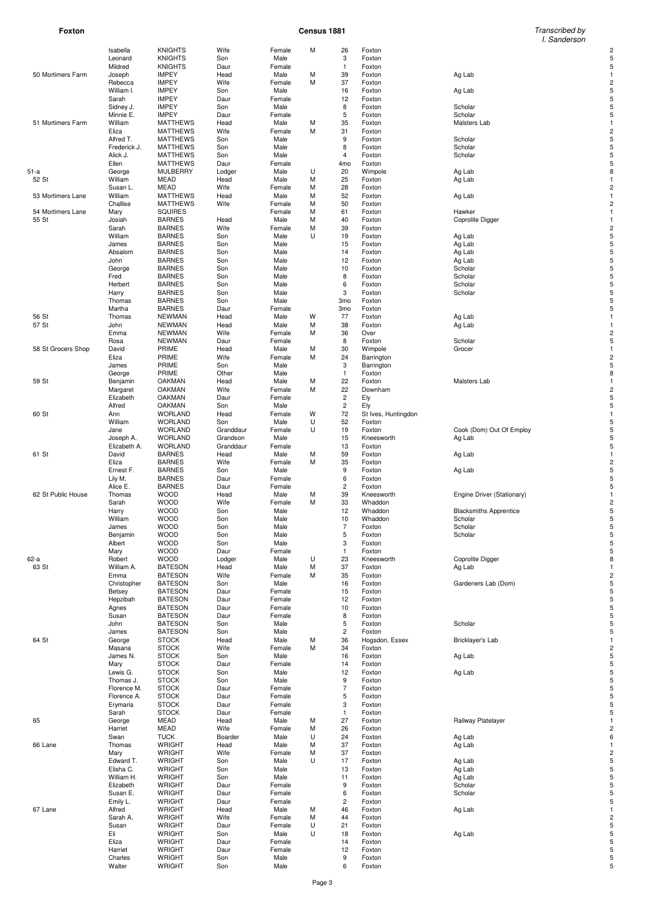| Address | Forename | Surname | Relation | Sex | Status | Age | Birthplace | Occupation | |
|---|---|---|---|---|---|---|---|---|---|
| | Isabella | KNIGHTS | Wife | Female | M | 26 | Foxton | | 2 |
| | Leonard | KNIGHTS | Son | Male | | 3 | Foxton | | 5 |
| | Mildred | KNIGHTS | Daur | Female | | 1 | Foxton | | 5 |
| 50 Mortimers Farm | Joseph | IMPEY | Head | Male | M | 39 | Foxton | Ag Lab | 1 |
| | Rebecca | IMPEY | Wife | Female | M | 37 | Foxton | | 2 |
| | William I. | IMPEY | Son | Male | | 16 | Foxton | Ag Lab | 5 |
| | Sarah | IMPEY | Daur | Female | | 12 | Foxton | | 5 |
| | Sidney J. | IMPEY | Son | Male | | 8 | Foxton | Scholar | 5 |
| | Minnie E. | IMPEY | Daur | Female | | 5 | Foxton | Scholar | 5 |
| 51 Mortimers Farm | William | MATTHEWS | Head | Male | M | 35 | Foxton | Malsters Lab | 1 |
| | Eliza | MATTHEWS | Wife | Female | M | 31 | Foxton | | 2 |
| | Alfred T. | MATTHEWS | Son | Male | | 9 | Foxton | Scholar | 5 |
| | Frederick J. | MATTHEWS | Son | Male | | 8 | Foxton | Scholar | 5 |
| | Alick J. | MATTHEWS | Son | Male | | 4 | Foxton | Scholar | 5 |
| | Ellen | MATTHEWS | Daur | Female | | 4mo | Foxton | | 5 |
| 51-a | George | MULBERRY | Lodger | Male | U | 20 | Wimpole | Ag Lab | 8 |
| 52 St | William | MEAD | Head | Male | M | 25 | Foxton | Ag Lab | 1 |
| | Susan L. | MEAD | Wife | Female | M | 28 | Foxton | | 2 |
| 53 Mortimers Lane | William | MATTHEWS | Head | Male | M | 52 | Foxton | Ag Lab | 1 |
| | Challise | MATTHEWS | Wife | Female | M | 50 | Foxton | | 2 |
| 54 Mortimers Lane | Mary | SQUIRES | | Female | M | 61 | Foxton | Hawker | 1 |
| 55 St | Josiah | BARNES | Head | Male | M | 40 | Foxton | Coprolite Digger | 1 |
| | Sarah | BARNES | Wife | Female | M | 39 | Foxton | | 2 |
| | William | BARNES | Son | Male | U | 19 | Foxton | Ag Lab | 5 |
| | James | BARNES | Son | Male | | 15 | Foxton | Ag Lab | 5 |
| | Absalom | BARNES | Son | Male | | 14 | Foxton | Ag Lab | 5 |
| | John | BARNES | Son | Male | | 12 | Foxton | Ag Lab | 5 |
| | George | BARNES | Son | Male | | 10 | Foxton | Scholar | 5 |
| | Fred | BARNES | Son | Male | | 8 | Foxton | Scholar | 5 |
| | Herbert | BARNES | Son | Male | | 6 | Foxton | Scholar | 5 |
| | Harry | BARNES | Son | Male | | 3 | Foxton | Scholar | 5 |
| | Thomas | BARNES | Son | Male | | 3mo | Foxton | | 5 |
| | Martha | BARNES | Daur | Female | | 3mo | Foxton | | 5 |
| 56 St | Thomas | NEWMAN | Head | Male | W | 77 | Foxton | Ag Lab | 1 |
| 57 St | John | NEWMAN | Head | Male | M | 38 | Foxton | Ag Lab | 1 |
| | Emma | NEWMAN | Wife | Female | M | 36 | Over | | 2 |
| | Rosa | NEWMAN | Daur | Female | | 8 | Foxton | Scholar | 5 |
| 58 St Grocers Shop | David | PRIME | Head | Male | M | 30 | Wimpole | Grocer | 1 |
| | Eliza | PRIME | Wife | Female | M | 24 | Barrington | | 2 |
| | James | PRIME | Son | Male | | 3 | Barrington | | 5 |
| | George | PRIME | Other | Male | | 1 | Foxton | | 8 |
| 59 St | Benjamin | OAKMAN | Head | Male | M | 22 | Foxton | Malsters Lab | 1 |
| | Margaret | OAKMAN | Wife | Female | M | 22 | Downham | | 2 |
| | Elizabeth | OAKMAN | Daur | Female | | 2 | Ely | | 5 |
| | Alfred | OAKMAN | Son | Male | | 2 | Ely | | 5 |
| 60 St | Ann | WORLAND | Head | Female | W | 72 | St Ives, Huntingdon | | 1 |
| | William | WORLAND | Son | Male | U | 52 | Foxton | | 5 |
| | Jane | WORLAND | Granddaur | Female | U | 19 | Foxton | Cook (Dom) Out Of Employ | 5 |
| | Joseph A. | WORLAND | Grandson | Male | | 15 | Kneesworth | Ag Lab | 5 |
| | Elizabeth A. | WORLAND | Granddaur | Female | | 13 | Foxton | | 5 |
| 61 St | David | BARNES | Head | Male | M | 59 | Foxton | Ag Lab | 1 |
| | Eliza | BARNES | Wife | Female | M | 35 | Foxton | | 2 |
| | Ernest F. | BARNES | Son | Male | | 9 | Foxton | Ag Lab | 5 |
| | Lily M. | BARNES | Daur | Female | | 6 | Foxton | | 5 |
| | Alice E. | BARNES | Daur | Female | | 2 | Foxton | | 5 |
| 62 St Public House | Thomas | WOOD | Head | Male | M | 39 | Kneesworth | Engine Driver (Stationary) | 1 |
| | Sarah | WOOD | Wife | Female | M | 33 | Whaddon | | 2 |
| | Harry | WOOD | Son | Male | | 12 | Whaddon | Blacksmiths Apprentice | 5 |
| | William | WOOD | Son | Male | | 10 | Whaddon | Scholar | 5 |
| | James | WOOD | Son | Male | | 7 | Foxton | Scholar | 5 |
| | Benjamin | WOOD | Son | Male | | 5 | Foxton | Scholar | 5 |
| | Albert | WOOD | Son | Male | | 3 | Foxton | | 5 |
| | Mary | WOOD | Daur | Female | | 1 | Foxton | | 5 |
| 62-a | Robert | WOOD | Lodger | Male | U | 23 | Kneesworth | Coprolite Digger | 8 |
| 63 St | William A. | BATESON | Head | Male | M | 37 | Foxton | Ag Lab | 1 |
| | Emma | BATESON | Wife | Female | M | 35 | Foxton | | 2 |
| | Christopher | BATESON | Son | Male | | 16 | Foxton | Gardeners Lab (Dom) | 5 |
| | Betsey | BATESON | Daur | Female | | 15 | Foxton | | 5 |
| | Hepzibah | BATESON | Daur | Female | | 12 | Foxton | | 5 |
| | Agnes | BATESON | Daur | Female | | 10 | Foxton | | 5 |
| | Susan | BATESON | Daur | Female | | 8 | Foxton | | 5 |
| | John | BATESON | Son | Male | | 5 | Foxton | Scholar | 5 |
| | James | BATESON | Son | Male | | 2 | Foxton | | 5 |
| 64 St | George | STOCK | Head | Male | M | 36 | Hogsdon, Essex | Bricklayer's Lab | 1 |
| | Masana | STOCK | Wife | Female | M | 34 | Foxton | | 2 |
| | James N. | STOCK | Son | Male | | 16 | Foxton | Ag Lab | 5 |
| | Mary | STOCK | Daur | Female | | 14 | Foxton | | 5 |
| | Lewis G. | STOCK | Son | Male | | 12 | Foxton | Ag Lab | 5 |
| | Thomas J. | STOCK | Son | Male | | 9 | Foxton | | 5 |
| | Florence M. | STOCK | Daur | Female | | 7 | Foxton | | 5 |
| | Florence A. | STOCK | Daur | Female | | 5 | Foxton | | 5 |
| | Erymaria | STOCK | Daur | Female | | 3 | Foxton | | 5 |
| | Sarah | STOCK | Daur | Female | | 1 | Foxton | | 5 |
| 65 | George | MEAD | Head | Male | M | 27 | Foxton | Railway Platelayer | 1 |
| | Harriet | MEAD | Wife | Female | M | 26 | Foxton | | 2 |
| | Swan | TUCK | Boarder | Male | U | 24 | Foxton | Ag Lab | 6 |
| 66 Lane | Thomas | WRIGHT | Head | Male | M | 37 | Foxton | Ag Lab | 1 |
| | Mary | WRIGHT | Wife | Female | M | 37 | Foxton | | 2 |
| | Edward T. | WRIGHT | Son | Male | U | 17 | Foxton | Ag Lab | 5 |
| | Elisha C. | WRIGHT | Son | Male | | 13 | Foxton | Ag Lab | 5 |
| | William H. | WRIGHT | Son | Male | | 11 | Foxton | Ag Lab | 5 |
| | Elizabeth | WRIGHT | Daur | Female | | 9 | Foxton | Scholar | 5 |
| | Susan E. | WRIGHT | Daur | Female | | 6 | Foxton | Scholar | 5 |
| | Emily L. | WRIGHT | Daur | Female | | 2 | Foxton | | 5 |
| 67 Lane | Alfred | WRIGHT | Head | Male | M | 46 | Foxton | Ag Lab | 1 |
| | Sarah A. | WRIGHT | Wife | Female | M | 44 | Foxton | | 2 |
| | Susan | WRIGHT | Daur | Female | U | 21 | Foxton | | 5 |
| | Eli | WRIGHT | Son | Male | U | 18 | Foxton | Ag Lab | 5 |
| | Eliza | WRIGHT | Daur | Female | | 14 | Foxton | | 5 |
| | Harriet | WRIGHT | Daur | Female | | 12 | Foxton | | 5 |
| | Charles | WRIGHT | Son | Male | | 9 | Foxton | | 5 |
| | Walter | WRIGHT | Son | Male | | 6 | Foxton | | 5 |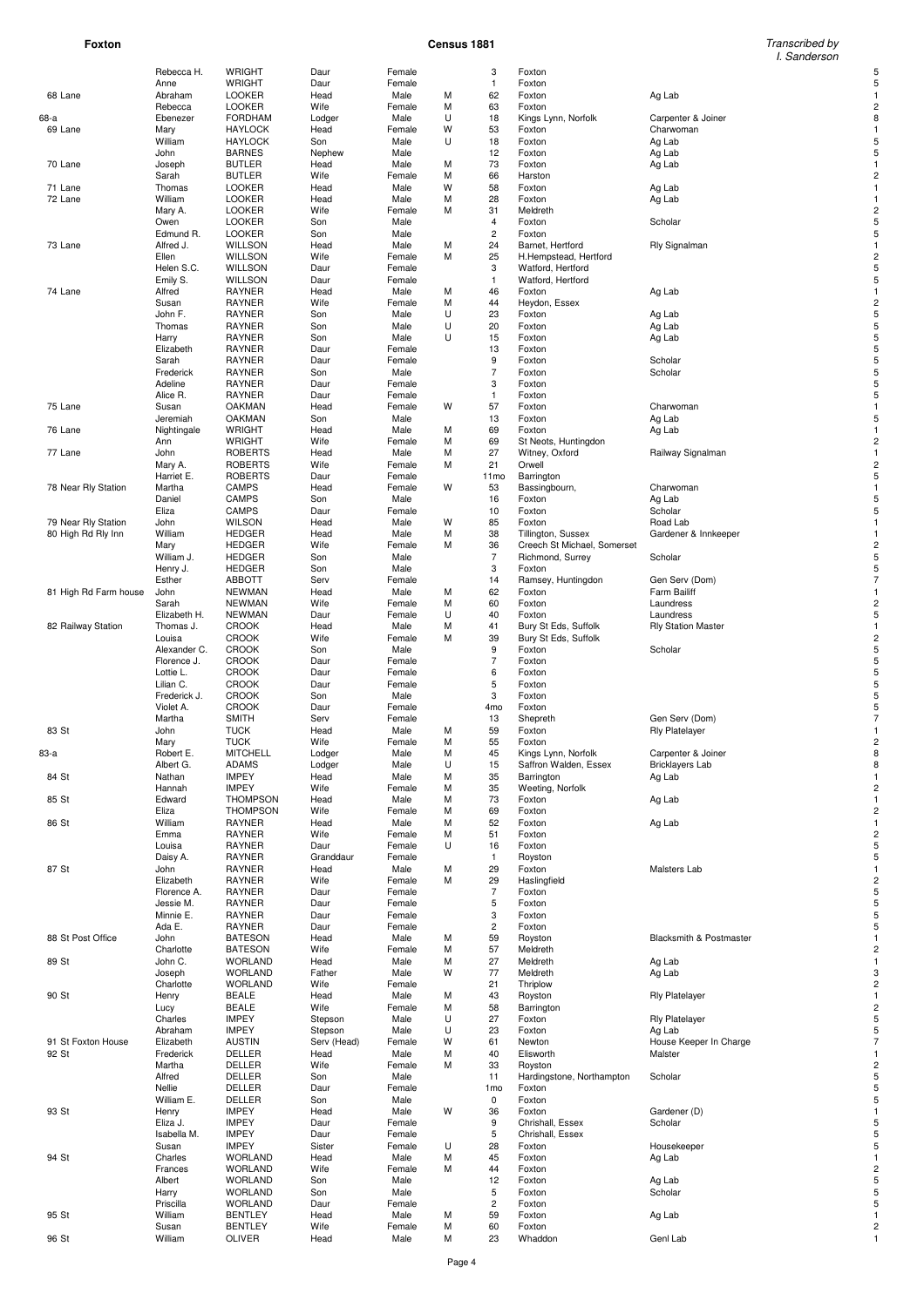| Address | Forename | Surname | Relation | Sex | Cond | Age | Birthplace | Occupation | |
|---|---|---|---|---|---|---|---|---|---|
| | Rebecca H. | WRIGHT | Daur | Female | | 3 | Foxton | | 5 |
| | Anne | WRIGHT | Daur | Female | | 1 | Foxton | | 5 |
| 68 Lane | Abraham | LOOKER | Head | Male | M | 62 | Foxton | Ag Lab | 1 |
| | Rebecca | LOOKER | Wife | Female | M | 63 | Foxton | | 2 |
| 68-a | Ebenezer | FORDHAM | Lodger | Male | U | 18 | Kings Lynn, Norfolk | Carpenter & Joiner | 8 |
| 69 Lane | Mary | HAYLOCK | Head | Female | W | 53 | Foxton | Charwoman | 1 |
| | William | HAYLOCK | Son | Male | U | 18 | Foxton | Ag Lab | 5 |
| | John | BARNES | Nephew | Male | | 12 | Foxton | Ag Lab | 5 |
| 70 Lane | Joseph | BUTLER | Head | Male | M | 73 | Foxton | Ag Lab | 1 |
| | Sarah | BUTLER | Wife | Female | M | 66 | Harston | | 2 |
| 71 Lane | Thomas | LOOKER | Head | Male | W | 58 | Foxton | Ag Lab | 1 |
| 72 Lane | William | LOOKER | Head | Male | M | 28 | Foxton | Ag Lab | 1 |
| | Mary A. | LOOKER | Wife | Female | M | 31 | Meldreth | | 2 |
| | Owen | LOOKER | Son | Male | | 4 | Foxton | Scholar | 5 |
| | Edmund R. | LOOKER | Son | Male | | 2 | Foxton | | 5 |
| 73 Lane | Alfred J. | WILLSON | Head | Male | M | 24 | Barnet, Hertford | Rly Signalman | 1 |
| | Ellen | WILLSON | Wife | Female | M | 25 | H.Hempstead, Hertford | | 2 |
| | Helen S.C. | WILLSON | Daur | Female | | 3 | Watford, Hertford | | 5 |
| | Emily S. | WILLSON | Daur | Female | | 1 | Watford, Hertford | | 5 |
| 74 Lane | Alfred | RAYNER | Head | Male | M | 46 | Foxton | Ag Lab | 1 |
| | Susan | RAYNER | Wife | Female | M | 44 | Heydon, Essex | | 2 |
| | John F. | RAYNER | Son | Male | U | 23 | Foxton | Ag Lab | 5 |
| | Thomas | RAYNER | Son | Male | U | 20 | Foxton | Ag Lab | 5 |
| | Harry | RAYNER | Son | Male | U | 15 | Foxton | Ag Lab | 5 |
| | Elizabeth | RAYNER | Daur | Female | | 13 | Foxton | | 5 |
| | Sarah | RAYNER | Daur | Female | | 9 | Foxton | Scholar | 5 |
| | Frederick | RAYNER | Son | Male | | 7 | Foxton | Scholar | 5 |
| | Adeline | RAYNER | Daur | Female | | 3 | Foxton | | 5 |
| | Alice R. | RAYNER | Daur | Female | | 1 | Foxton | | 5 |
| 75 Lane | Susan | OAKMAN | Head | Female | W | 57 | Foxton | Charwoman | 1 |
| | Jeremiah | OAKMAN | Son | Male | | 13 | Foxton | Ag Lab | 5 |
| 76 Lane | Nightingale | WRIGHT | Head | Male | M | 69 | Foxton | Ag Lab | 1 |
| | Ann | WRIGHT | Wife | Female | M | 69 | St Neots, Huntingdon | | 2 |
| 77 Lane | John | ROBERTS | Head | Male | M | 27 | Witney, Oxford | Railway Signalman | 1 |
| | Mary A. | ROBERTS | Wife | Female | M | 21 | Orwell | | 2 |
| | Harriet E. | ROBERTS | Daur | Female | | 11mo | Barrington | | 5 |
| 78 Near Rly Station | Martha | CAMPS | Head | Female | W | 53 | Bassingbourn, | Charwoman | 1 |
| | Daniel | CAMPS | Son | Male | | 16 | Foxton | Ag Lab | 5 |
| | Eliza | CAMPS | Daur | Female | | 10 | Foxton | Scholar | 5 |
| 79 Near Rly Station | John | WILSON | Head | Male | W | 85 | Foxton | Road Lab | 1 |
| 80 High Rd Rly Inn | William | HEDGER | Head | Male | M | 38 | Tillington, Sussex | Gardener & Innkeeper | 1 |
| | Mary | HEDGER | Wife | Female | M | 36 | Creech St Michael, Somerset | | 2 |
| | William J. | HEDGER | Son | Male | | 7 | Richmond, Surrey | Scholar | 5 |
| | Henry J. | HEDGER | Son | Male | | 3 | Foxton | | 5 |
| | Esther | ABBOTT | Serv | Female | | 14 | Ramsey, Huntingdon | Gen Serv (Dom) | 7 |
| 81 High Rd Farm house | John | NEWMAN | Head | Male | M | 62 | Foxton | Farm Bailiff | 1 |
| | Sarah | NEWMAN | Wife | Female | M | 60 | Foxton | Laundress | 2 |
| | Elizabeth H. | NEWMAN | Daur | Female | U | 40 | Foxton | Laundress | 5 |
| 82 Railway Station | Thomas J. | CROOK | Head | Male | M | 41 | Bury St Eds, Suffolk | Rly Station Master | 1 |
| | Louisa | CROOK | Wife | Female | M | 39 | Bury St Eds, Suffolk | | 2 |
| | Alexander C. | CROOK | Son | Male | | 9 | Foxton | Scholar | 5 |
| | Florence J. | CROOK | Daur | Female | | 7 | Foxton | | 5 |
| | Lottie L. | CROOK | Daur | Female | | 6 | Foxton | | 5 |
| | Lilian C. | CROOK | Daur | Female | | 5 | Foxton | | 5 |
| | Frederick J. | CROOK | Son | Male | | 3 | Foxton | | 5 |
| | Violet A. | CROOK | Daur | Female | | 4mo | Foxton | | 5 |
| | Martha | SMITH | Serv | Female | | 13 | Shepreth | Gen Serv (Dom) | 7 |
| 83 St | John | TUCK | Head | Male | M | 59 | Foxton | Rly Platelayer | 1 |
| | Mary | TUCK | Wife | Female | M | 55 | Foxton | | 2 |
| 83-a | Robert E. | MITCHELL | Lodger | Male | M | 45 | Kings Lynn, Norfolk | Carpenter & Joiner | 8 |
| | Albert G. | ADAMS | Lodger | Male | U | 15 | Saffron Walden, Essex | Bricklayers Lab | 8 |
| 84 St | Nathan | IMPEY | Head | Male | M | 35 | Barrington | Ag Lab | 1 |
| | Hannah | IMPEY | Wife | Female | M | 35 | Weeting, Norfolk | | 2 |
| 85 St | Edward | THOMPSON | Head | Male | M | 73 | Foxton | Ag Lab | 1 |
| | Eliza | THOMPSON | Wife | Female | M | 69 | Foxton | | 2 |
| 86 St | William | RAYNER | Head | Male | M | 52 | Foxton | Ag Lab | 1 |
| | Emma | RAYNER | Wife | Female | M | 51 | Foxton | | 2 |
| | Louisa | RAYNER | Daur | Female | U | 16 | Foxton | | 5 |
| | Daisy A. | RAYNER | Granddaur | Female | | 1 | Royston | | 5 |
| 87 St | John | RAYNER | Head | Male | M | 29 | Foxton | Malsters Lab | 1 |
| | Elizabeth | RAYNER | Wife | Female | M | 29 | Haslingfield | | 2 |
| | Florence A. | RAYNER | Daur | Female | | 7 | Foxton | | 5 |
| | Jessie M. | RAYNER | Daur | Female | | 5 | Foxton | | 5 |
| | Minnie E. | RAYNER | Daur | Female | | 3 | Foxton | | 5 |
| | Ada E. | RAYNER | Daur | Female | | 2 | Foxton | | 5 |
| 88 St Post Office | John | BATESON | Head | Male | M | 59 | Royston | Blacksmith & Postmaster | 1 |
| | Charlotte | BATESON | Wife | Female | M | 57 | Meldreth | | 2 |
| 89 St | John C. | WORLAND | Head | Male | M | 27 | Meldreth | Ag Lab | 1 |
| | Joseph | WORLAND | Father | Male | W | 77 | Meldreth | Ag Lab | 3 |
| | Charlotte | WORLAND | Wife | Female | | 21 | Thriplow | | 2 |
| 90 St | Henry | BEALE | Head | Male | M | 43 | Royston | Rly Platelayer | 1 |
| | Lucy | BEALE | Wife | Female | M | 58 | Barrington | | 2 |
| | Charles | IMPEY | Stepson | Male | U | 27 | Foxton | Rly Platelayer | 5 |
| | Abraham | IMPEY | Stepson | Male | U | 23 | Foxton | Ag Lab | 5 |
| 91 St Foxton House | Elizabeth | AUSTIN | Serv (Head) | Female | W | 61 | Newton | House Keeper In Charge | 7 |
| 92 St | Frederick | DELLER | Head | Male | M | 40 | Elsworth | Malster | 1 |
| | Martha | DELLER | Wife | Female | M | 33 | Royston | | 2 |
| | Alfred | DELLER | Son | Male | | 11 | Hardingstone, Northampton | Scholar | 5 |
| | Nellie | DELLER | Daur | Female | | 1mo | Foxton | | 5 |
| | William E. | DELLER | Son | Male | | 0 | Foxton | | 5 |
| 93 St | Henry | IMPEY | Head | Male | W | 36 | Foxton | Gardener (D) | 1 |
| | Eliza J. | IMPEY | Daur | Female | | 9 | Chrishall, Essex | Scholar | 5 |
| | Isabella M. | IMPEY | Daur | Female | | 5 | Chrishall, Essex | | 5 |
| | Susan | IMPEY | Sister | Female | U | 28 | Foxton | Housekeeper | 5 |
| 94 St | Charles | WORLAND | Head | Male | M | 45 | Foxton | Ag Lab | 1 |
| | Frances | WORLAND | Wife | Female | M | 44 | Foxton | | 2 |
| | Albert | WORLAND | Son | Male | | 12 | Foxton | Ag Lab | 5 |
| | Harry | WORLAND | Son | Male | | 5 | Foxton | Scholar | 5 |
| | Priscilla | WORLAND | Daur | Female | | 2 | Foxton | | 5 |
| 95 St | William | BENTLEY | Head | Male | M | 59 | Foxton | Ag Lab | 1 |
| | Susan | BENTLEY | Wife | Female | M | 60 | Foxton | | 2 |
| 96 St | William | OLIVER | Head | Male | M | 23 | Whaddon | Genl Lab | 1 |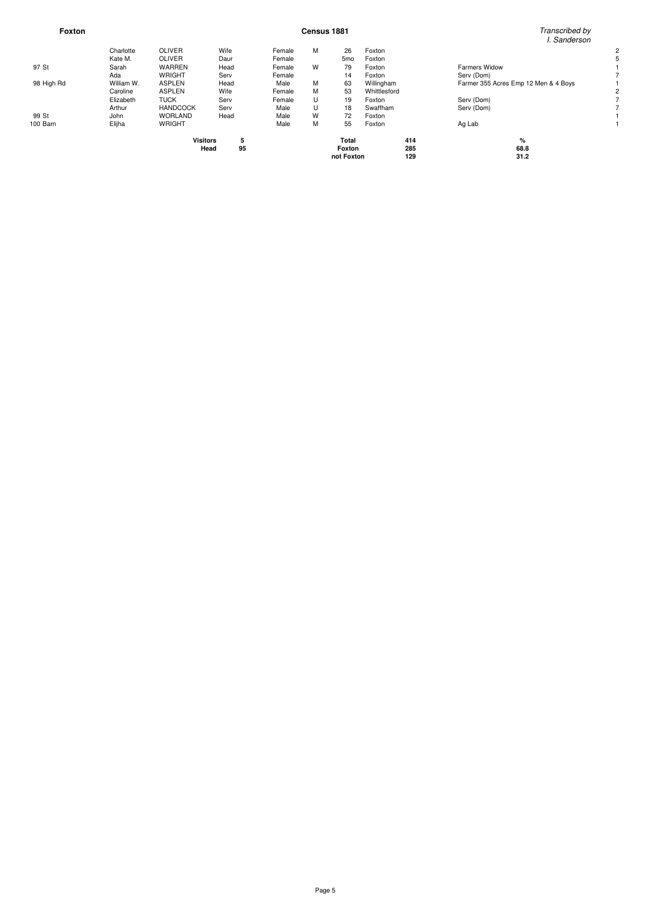**Foxton** **Census 1881** *Transcribed by I. Sanderson*

| | | | | | | | | | |
|---|---|---|---|---|---|---|---|---|---|
| | Charlotte | OLIVER | Wife | Female | M | 26 | Foxton | | 2 |
| | Kate M. | OLIVER | Daur | Female | | 5mo | Foxton | | 5 |
| 97 St | Sarah | WARREN | Head | Female | W | 79 | Foxton | Farmers Widow | 1 |
| | Ada | WRIGHT | Serv | Female | | 14 | Foxton | Serv (Dom) | 7 |
| 98 High Rd | William W. | ASPLEN | Head | Male | M | 63 | Willingham | Farmer 355 Acres Emp 12 Men & 4 Boys | 1 |
| | Caroline | ASPLEN | Wife | Female | M | 53 | Whittlesford | | 2 |
| | Elizabeth | TUCK | Serv | Female | U | 19 | Foxton | Serv (Dom) | 7 |
| | Arthur | HANDCOCK | Serv | Male | U | 18 | Swaffham | Serv (Dom) | 7 |
| 99 St | John | WORLAND | Head | Male | W | 72 | Foxton | | 1 |
| 100 Barn | Elijha | WRIGHT | | Male | M | 55 | Foxton | Ag Lab | 1 |

| | | | | |
|---|---|---|---|---|
| **Visitors** | **5** | **Total** | **414** | **%** |
| **Head** | **95** | **Foxton** | **285** | **68.8** |
| | | **not Foxton** | **129** | **31.2** |